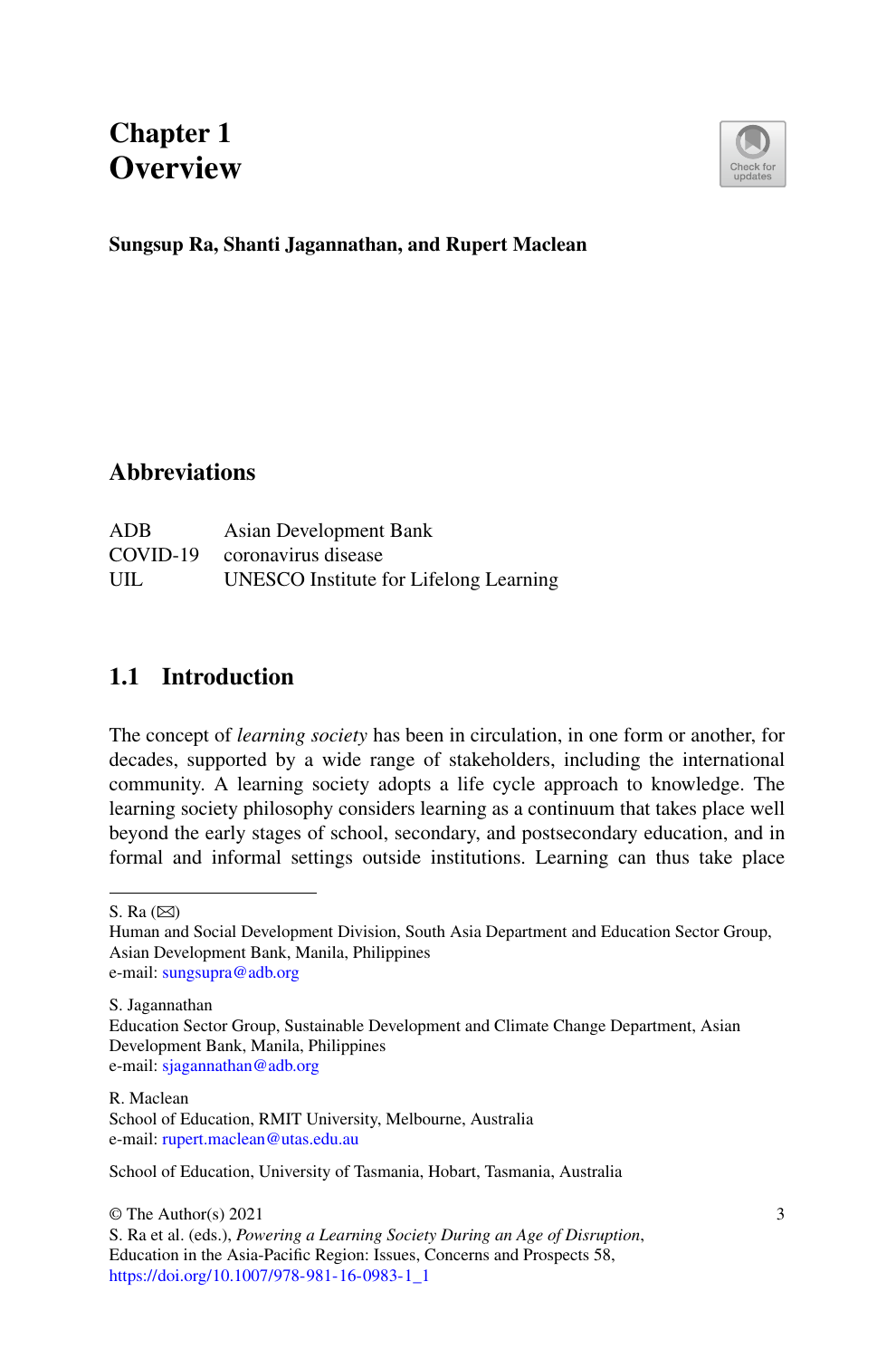# Chapter 1
# Overview

**Sungsup Ra, Shanti Jagannathan, and Rupert Maclean**

## Abbreviations

| | |
|---|---|
| ADB | Asian Development Bank |
| COVID-19 | coronavirus disease |
| UIL | UNESCO Institute for Lifelong Learning |

## 1.1 Introduction

The concept of *learning society* has been in circulation, in one form or another, for decades, supported by a wide range of stakeholders, including the international community. A learning society adopts a life cycle approach to knowledge. The learning society philosophy considers learning as a continuum that takes place well beyond the early stages of school, secondary, and postsecondary education, and in formal and informal settings outside institutions. Learning can thus take place

---

S. Ra (✉)
Human and Social Development Division, South Asia Department and Education Sector Group, Asian Development Bank, Manila, Philippines
e-mail: sungsupra@adb.org

S. Jagannathan
Education Sector Group, Sustainable Development and Climate Change Department, Asian Development Bank, Manila, Philippines
e-mail: sjagannathan@adb.org

R. Maclean
School of Education, RMIT University, Melbourne, Australia
e-mail: rupert.maclean@utas.edu.au

School of Education, University of Tasmania, Hobart, Tasmania, Australia

© The Author(s) 2021
S. Ra et al. (eds.), *Powering a Learning Society During an Age of Disruption*, Education in the Asia-Pacific Region: Issues, Concerns and Prospects 58,
https://doi.org/10.1007/978-981-16-0983-1_1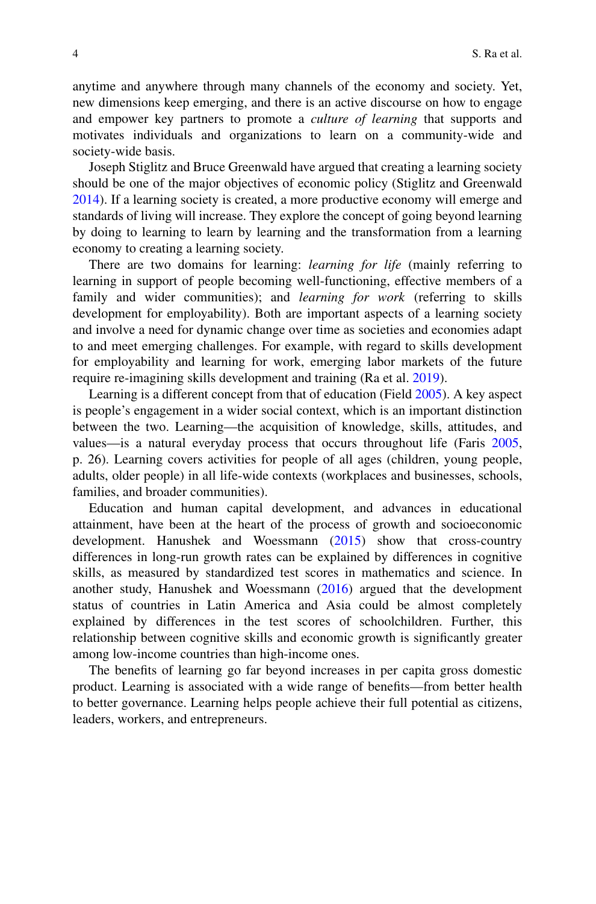anytime and anywhere through many channels of the economy and society. Yet, new dimensions keep emerging, and there is an active discourse on how to engage and empower key partners to promote a *culture of learning* that supports and motivates individuals and organizations to learn on a community-wide and society-wide basis.

Joseph Stiglitz and Bruce Greenwald have argued that creating a learning society should be one of the major objectives of economic policy (Stiglitz and Greenwald 2014). If a learning society is created, a more productive economy will emerge and standards of living will increase. They explore the concept of going beyond learning by doing to learning to learn by learning and the transformation from a learning economy to creating a learning society.

There are two domains for learning: *learning for life* (mainly referring to learning in support of people becoming well-functioning, effective members of a family and wider communities); and *learning for work* (referring to skills development for employability). Both are important aspects of a learning society and involve a need for dynamic change over time as societies and economies adapt to and meet emerging challenges. For example, with regard to skills development for employability and learning for work, emerging labor markets of the future require re-imagining skills development and training (Ra et al. 2019).

Learning is a different concept from that of education (Field 2005). A key aspect is people's engagement in a wider social context, which is an important distinction between the two. Learning—the acquisition of knowledge, skills, attitudes, and values—is a natural everyday process that occurs throughout life (Faris 2005, p. 26). Learning covers activities for people of all ages (children, young people, adults, older people) in all life-wide contexts (workplaces and businesses, schools, families, and broader communities).

Education and human capital development, and advances in educational attainment, have been at the heart of the process of growth and socioeconomic development. Hanushek and Woessmann (2015) show that cross-country differences in long-run growth rates can be explained by differences in cognitive skills, as measured by standardized test scores in mathematics and science. In another study, Hanushek and Woessmann (2016) argued that the development status of countries in Latin America and Asia could be almost completely explained by differences in the test scores of schoolchildren. Further, this relationship between cognitive skills and economic growth is significantly greater among low-income countries than high-income ones.

The benefits of learning go far beyond increases in per capita gross domestic product. Learning is associated with a wide range of benefits—from better health to better governance. Learning helps people achieve their full potential as citizens, leaders, workers, and entrepreneurs.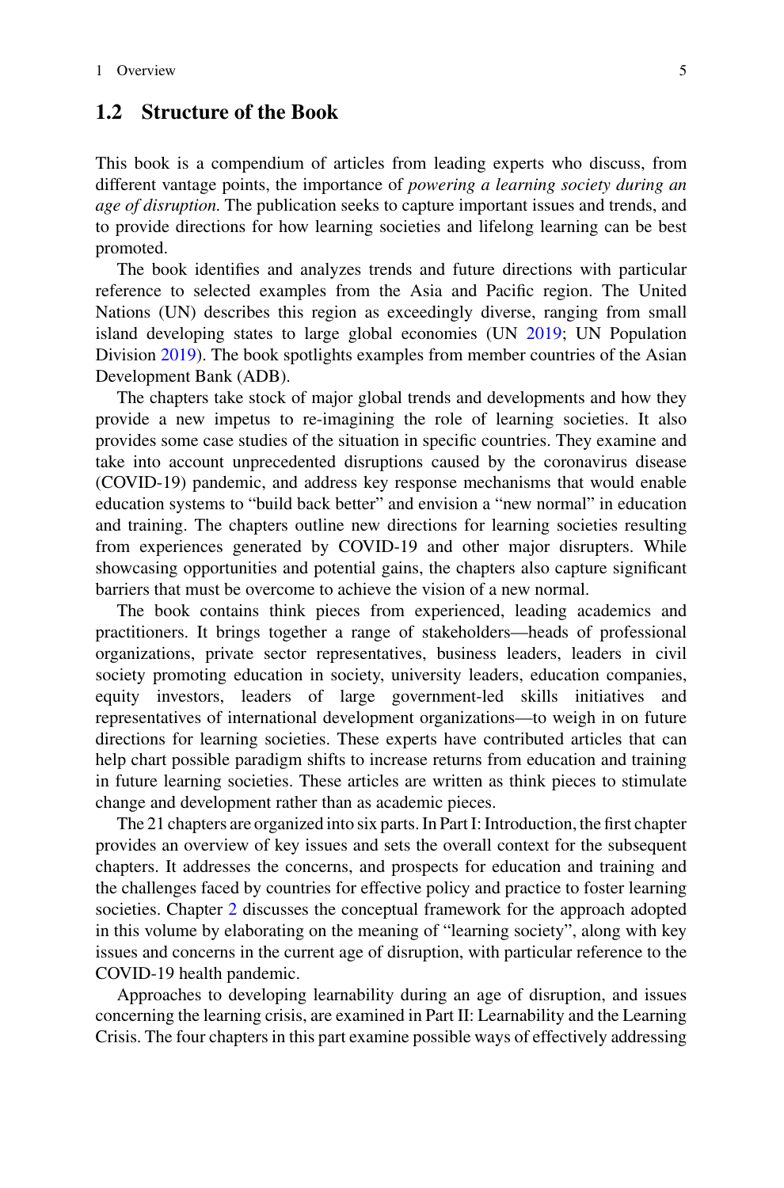## 1.2 Structure of the Book

This book is a compendium of articles from leading experts who discuss, from different vantage points, the importance of *powering a learning society during an age of disruption*. The publication seeks to capture important issues and trends, and to provide directions for how learning societies and lifelong learning can be best promoted.

The book identifies and analyzes trends and future directions with particular reference to selected examples from the Asia and Pacific region. The United Nations (UN) describes this region as exceedingly diverse, ranging from small island developing states to large global economies (UN 2019; UN Population Division 2019). The book spotlights examples from member countries of the Asian Development Bank (ADB).

The chapters take stock of major global trends and developments and how they provide a new impetus to re-imagining the role of learning societies. It also provides some case studies of the situation in specific countries. They examine and take into account unprecedented disruptions caused by the coronavirus disease (COVID-19) pandemic, and address key response mechanisms that would enable education systems to "build back better" and envision a "new normal" in education and training. The chapters outline new directions for learning societies resulting from experiences generated by COVID-19 and other major disrupters. While showcasing opportunities and potential gains, the chapters also capture significant barriers that must be overcome to achieve the vision of a new normal.

The book contains think pieces from experienced, leading academics and practitioners. It brings together a range of stakeholders—heads of professional organizations, private sector representatives, business leaders, leaders in civil society promoting education in society, university leaders, education companies, equity investors, leaders of large government-led skills initiatives and representatives of international development organizations—to weigh in on future directions for learning societies. These experts have contributed articles that can help chart possible paradigm shifts to increase returns from education and training in future learning societies. These articles are written as think pieces to stimulate change and development rather than as academic pieces.

The 21 chapters are organized into six parts. In Part I: Introduction, the first chapter provides an overview of key issues and sets the overall context for the subsequent chapters. It addresses the concerns, and prospects for education and training and the challenges faced by countries for effective policy and practice to foster learning societies. Chapter 2 discusses the conceptual framework for the approach adopted in this volume by elaborating on the meaning of "learning society", along with key issues and concerns in the current age of disruption, with particular reference to the COVID-19 health pandemic.

Approaches to developing learnability during an age of disruption, and issues concerning the learning crisis, are examined in Part II: Learnability and the Learning Crisis. The four chapters in this part examine possible ways of effectively addressing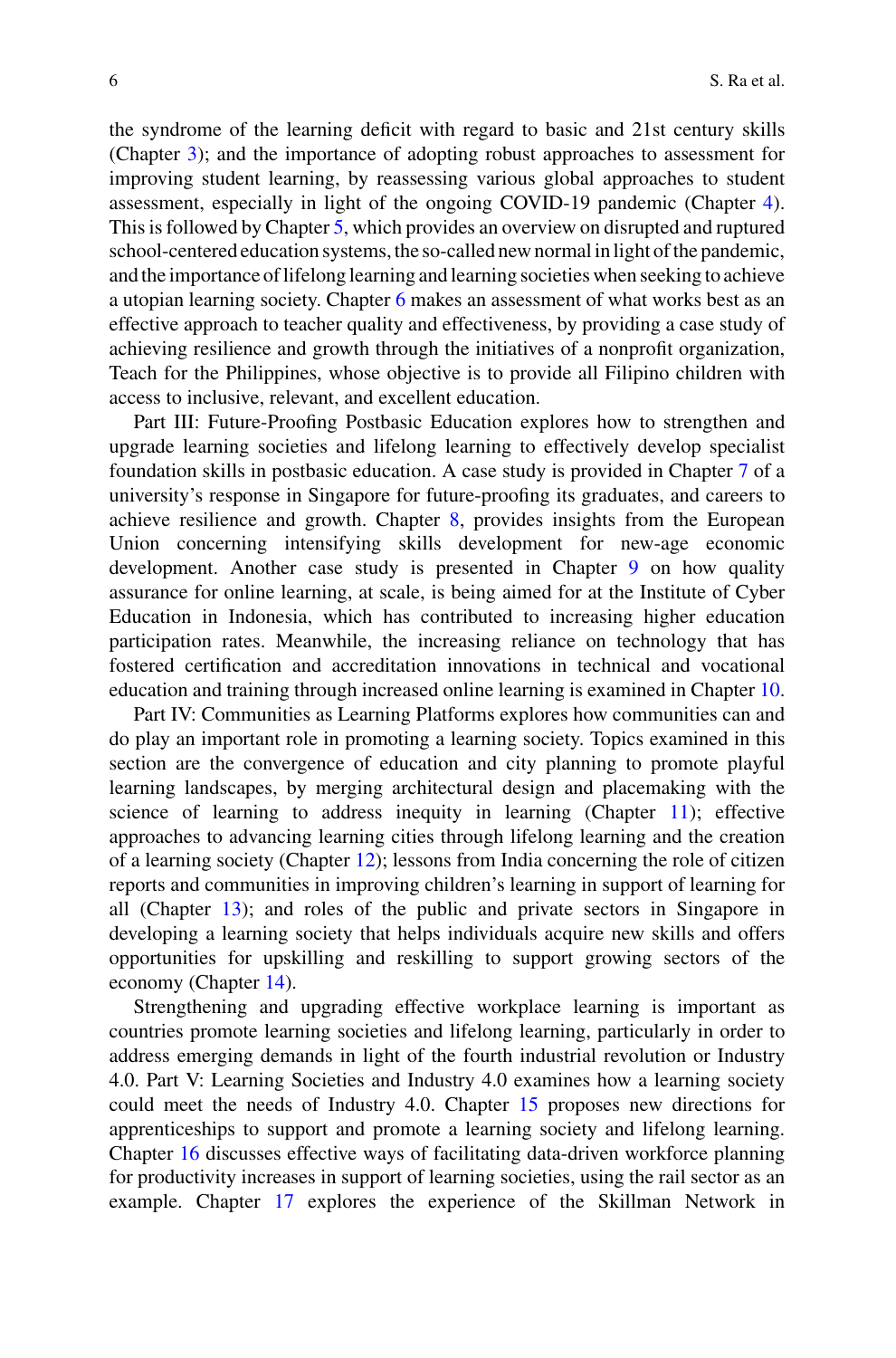the syndrome of the learning deficit with regard to basic and 21st century skills (Chapter 3); and the importance of adopting robust approaches to assessment for improving student learning, by reassessing various global approaches to student assessment, especially in light of the ongoing COVID-19 pandemic (Chapter 4). This is followed by Chapter 5, which provides an overview on disrupted and ruptured school-centered education systems, the so-called new normal in light of the pandemic, and the importance of lifelong learning and learning societies when seeking to achieve a utopian learning society. Chapter 6 makes an assessment of what works best as an effective approach to teacher quality and effectiveness, by providing a case study of achieving resilience and growth through the initiatives of a nonprofit organization, Teach for the Philippines, whose objective is to provide all Filipino children with access to inclusive, relevant, and excellent education.

Part III: Future-Proofing Postbasic Education explores how to strengthen and upgrade learning societies and lifelong learning to effectively develop specialist foundation skills in postbasic education. A case study is provided in Chapter 7 of a university's response in Singapore for future-proofing its graduates, and careers to achieve resilience and growth. Chapter 8, provides insights from the European Union concerning intensifying skills development for new-age economic development. Another case study is presented in Chapter 9 on how quality assurance for online learning, at scale, is being aimed for at the Institute of Cyber Education in Indonesia, which has contributed to increasing higher education participation rates. Meanwhile, the increasing reliance on technology that has fostered certification and accreditation innovations in technical and vocational education and training through increased online learning is examined in Chapter 10.

Part IV: Communities as Learning Platforms explores how communities can and do play an important role in promoting a learning society. Topics examined in this section are the convergence of education and city planning to promote playful learning landscapes, by merging architectural design and placemaking with the science of learning to address inequity in learning (Chapter 11); effective approaches to advancing learning cities through lifelong learning and the creation of a learning society (Chapter 12); lessons from India concerning the role of citizen reports and communities in improving children's learning in support of learning for all (Chapter 13); and roles of the public and private sectors in Singapore in developing a learning society that helps individuals acquire new skills and offers opportunities for upskilling and reskilling to support growing sectors of the economy (Chapter 14).

Strengthening and upgrading effective workplace learning is important as countries promote learning societies and lifelong learning, particularly in order to address emerging demands in light of the fourth industrial revolution or Industry 4.0. Part V: Learning Societies and Industry 4.0 examines how a learning society could meet the needs of Industry 4.0. Chapter 15 proposes new directions for apprenticeships to support and promote a learning society and lifelong learning. Chapter 16 discusses effective ways of facilitating data-driven workforce planning for productivity increases in support of learning societies, using the rail sector as an example. Chapter 17 explores the experience of the Skillman Network in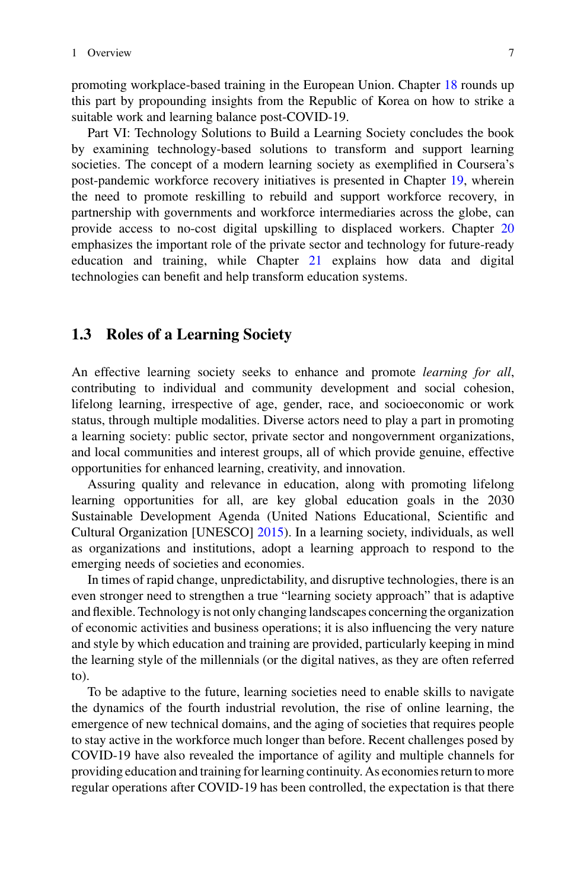promoting workplace-based training in the European Union. Chapter 18 rounds up this part by propounding insights from the Republic of Korea on how to strike a suitable work and learning balance post-COVID-19.

Part VI: Technology Solutions to Build a Learning Society concludes the book by examining technology-based solutions to transform and support learning societies. The concept of a modern learning society as exemplified in Coursera's post-pandemic workforce recovery initiatives is presented in Chapter 19, wherein the need to promote reskilling to rebuild and support workforce recovery, in partnership with governments and workforce intermediaries across the globe, can provide access to no-cost digital upskilling to displaced workers. Chapter 20 emphasizes the important role of the private sector and technology for future-ready education and training, while Chapter 21 explains how data and digital technologies can benefit and help transform education systems.

## 1.3 Roles of a Learning Society

An effective learning society seeks to enhance and promote *learning for all*, contributing to individual and community development and social cohesion, lifelong learning, irrespective of age, gender, race, and socioeconomic or work status, through multiple modalities. Diverse actors need to play a part in promoting a learning society: public sector, private sector and nongovernment organizations, and local communities and interest groups, all of which provide genuine, effective opportunities for enhanced learning, creativity, and innovation.

Assuring quality and relevance in education, along with promoting lifelong learning opportunities for all, are key global education goals in the 2030 Sustainable Development Agenda (United Nations Educational, Scientific and Cultural Organization [UNESCO] 2015). In a learning society, individuals, as well as organizations and institutions, adopt a learning approach to respond to the emerging needs of societies and economies.

In times of rapid change, unpredictability, and disruptive technologies, there is an even stronger need to strengthen a true "learning society approach" that is adaptive and flexible. Technology is not only changing landscapes concerning the organization of economic activities and business operations; it is also influencing the very nature and style by which education and training are provided, particularly keeping in mind the learning style of the millennials (or the digital natives, as they are often referred to).

To be adaptive to the future, learning societies need to enable skills to navigate the dynamics of the fourth industrial revolution, the rise of online learning, the emergence of new technical domains, and the aging of societies that requires people to stay active in the workforce much longer than before. Recent challenges posed by COVID-19 have also revealed the importance of agility and multiple channels for providing education and training for learning continuity. As economies return to more regular operations after COVID-19 has been controlled, the expectation is that there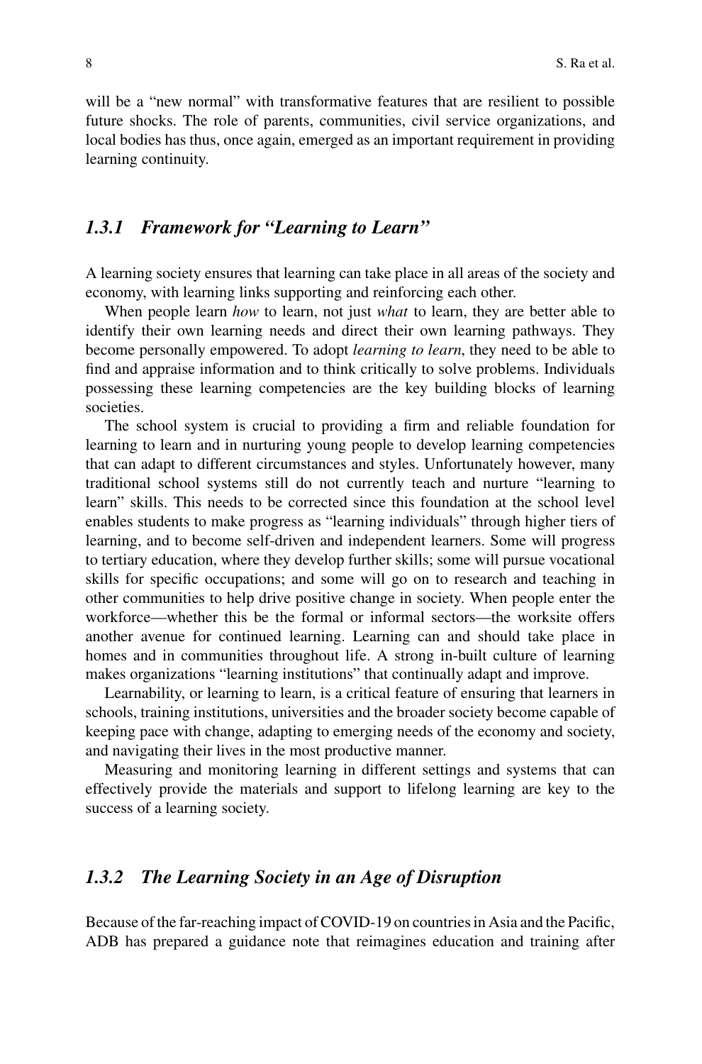will be a "new normal" with transformative features that are resilient to possible future shocks. The role of parents, communities, civil service organizations, and local bodies has thus, once again, emerged as an important requirement in providing learning continuity.

### *1.3.1 Framework for "Learning to Learn"*

A learning society ensures that learning can take place in all areas of the society and economy, with learning links supporting and reinforcing each other.

When people learn *how* to learn, not just *what* to learn, they are better able to identify their own learning needs and direct their own learning pathways. They become personally empowered. To adopt *learning to learn*, they need to be able to find and appraise information and to think critically to solve problems. Individuals possessing these learning competencies are the key building blocks of learning societies.

The school system is crucial to providing a firm and reliable foundation for learning to learn and in nurturing young people to develop learning competencies that can adapt to different circumstances and styles. Unfortunately however, many traditional school systems still do not currently teach and nurture "learning to learn" skills. This needs to be corrected since this foundation at the school level enables students to make progress as "learning individuals" through higher tiers of learning, and to become self-driven and independent learners. Some will progress to tertiary education, where they develop further skills; some will pursue vocational skills for specific occupations; and some will go on to research and teaching in other communities to help drive positive change in society. When people enter the workforce—whether this be the formal or informal sectors—the worksite offers another avenue for continued learning. Learning can and should take place in homes and in communities throughout life. A strong in-built culture of learning makes organizations "learning institutions" that continually adapt and improve.

Learnability, or learning to learn, is a critical feature of ensuring that learners in schools, training institutions, universities and the broader society become capable of keeping pace with change, adapting to emerging needs of the economy and society, and navigating their lives in the most productive manner.

Measuring and monitoring learning in different settings and systems that can effectively provide the materials and support to lifelong learning are key to the success of a learning society.

### *1.3.2 The Learning Society in an Age of Disruption*

Because of the far-reaching impact of COVID-19 on countries in Asia and the Pacific, ADB has prepared a guidance note that reimagines education and training after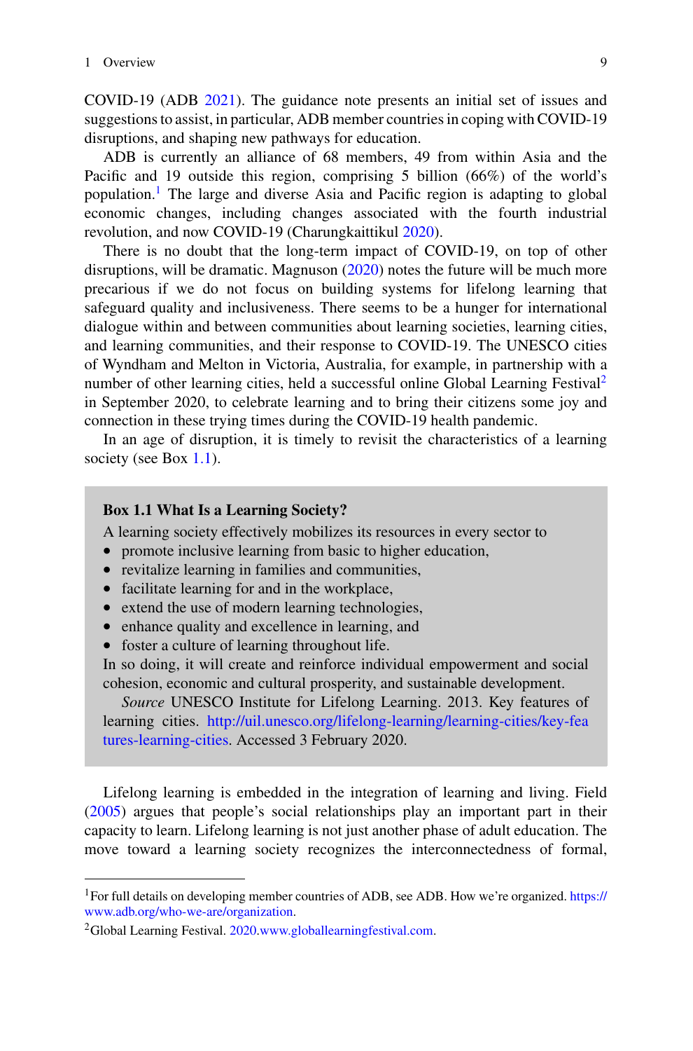COVID-19 (ADB 2021). The guidance note presents an initial set of issues and suggestions to assist, in particular, ADB member countries in coping with COVID-19 disruptions, and shaping new pathways for education.

ADB is currently an alliance of 68 members, 49 from within Asia and the Pacific and 19 outside this region, comprising 5 billion (66%) of the world's population.[1] The large and diverse Asia and Pacific region is adapting to global economic changes, including changes associated with the fourth industrial revolution, and now COVID-19 (Charungkaittikul 2020).

There is no doubt that the long-term impact of COVID-19, on top of other disruptions, will be dramatic. Magnuson (2020) notes the future will be much more precarious if we do not focus on building systems for lifelong learning that safeguard quality and inclusiveness. There seems to be a hunger for international dialogue within and between communities about learning societies, learning cities, and learning communities, and their response to COVID-19. The UNESCO cities of Wyndham and Melton in Victoria, Australia, for example, in partnership with a number of other learning cities, held a successful online Global Learning Festival[2] in September 2020, to celebrate learning and to bring their citizens some joy and connection in these trying times during the COVID-19 health pandemic.

In an age of disruption, it is timely to revisit the characteristics of a learning society (see Box 1.1).

> **Box 1.1 What Is a Learning Society?**
>
> A learning society effectively mobilizes its resources in every sector to
>
> - promote inclusive learning from basic to higher education,
> - revitalize learning in families and communities,
> - facilitate learning for and in the workplace,
> - extend the use of modern learning technologies,
> - enhance quality and excellence in learning, and
> - foster a culture of learning throughout life.
>
> In so doing, it will create and reinforce individual empowerment and social cohesion, economic and cultural prosperity, and sustainable development.
>
> *Source* UNESCO Institute for Lifelong Learning. 2013. Key features of learning cities. http://uil.unesco.org/lifelong-learning/learning-cities/key-features-learning-cities. Accessed 3 February 2020.

Lifelong learning is embedded in the integration of learning and living. Field (2005) argues that people's social relationships play an important part in their capacity to learn. Lifelong learning is not just another phase of adult education. The move toward a learning society recognizes the interconnectedness of formal,

---

[1] For full details on developing member countries of ADB, see ADB. How we're organized. https://www.adb.org/who-we-are/organization.

[2] Global Learning Festival. 2020.www.globallearningfestival.com.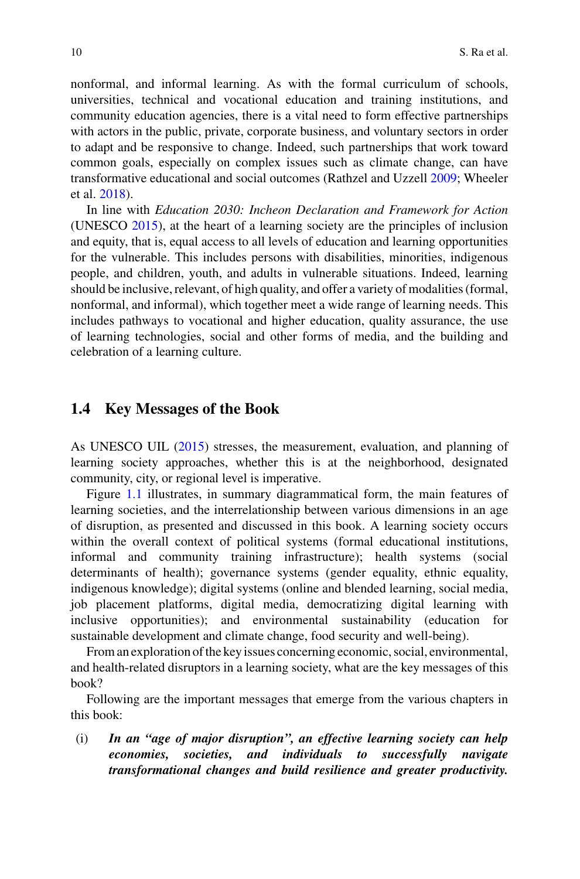nonformal, and informal learning. As with the formal curriculum of schools, universities, technical and vocational education and training institutions, and community education agencies, there is a vital need to form effective partnerships with actors in the public, private, corporate business, and voluntary sectors in order to adapt and be responsive to change. Indeed, such partnerships that work toward common goals, especially on complex issues such as climate change, can have transformative educational and social outcomes (Rathzel and Uzzell 2009; Wheeler et al. 2018).

In line with *Education 2030: Incheon Declaration and Framework for Action* (UNESCO 2015), at the heart of a learning society are the principles of inclusion and equity, that is, equal access to all levels of education and learning opportunities for the vulnerable. This includes persons with disabilities, minorities, indigenous people, and children, youth, and adults in vulnerable situations. Indeed, learning should be inclusive, relevant, of high quality, and offer a variety of modalities (formal, nonformal, and informal), which together meet a wide range of learning needs. This includes pathways to vocational and higher education, quality assurance, the use of learning technologies, social and other forms of media, and the building and celebration of a learning culture.

## 1.4 Key Messages of the Book

As UNESCO UIL (2015) stresses, the measurement, evaluation, and planning of learning society approaches, whether this is at the neighborhood, designated community, city, or regional level is imperative.

Figure 1.1 illustrates, in summary diagrammatical form, the main features of learning societies, and the interrelationship between various dimensions in an age of disruption, as presented and discussed in this book. A learning society occurs within the overall context of political systems (formal educational institutions, informal and community training infrastructure); health systems (social determinants of health); governance systems (gender equality, ethnic equality, indigenous knowledge); digital systems (online and blended learning, social media, job placement platforms, digital media, democratizing digital learning with inclusive opportunities); and environmental sustainability (education for sustainable development and climate change, food security and well-being).

From an exploration of the key issues concerning economic, social, environmental, and health-related disruptors in a learning society, what are the key messages of this book?

Following are the important messages that emerge from the various chapters in this book:

(i) ***In an "age of major disruption", an effective learning society can help economies, societies, and individuals to successfully navigate transformational changes and build resilience and greater productivity.***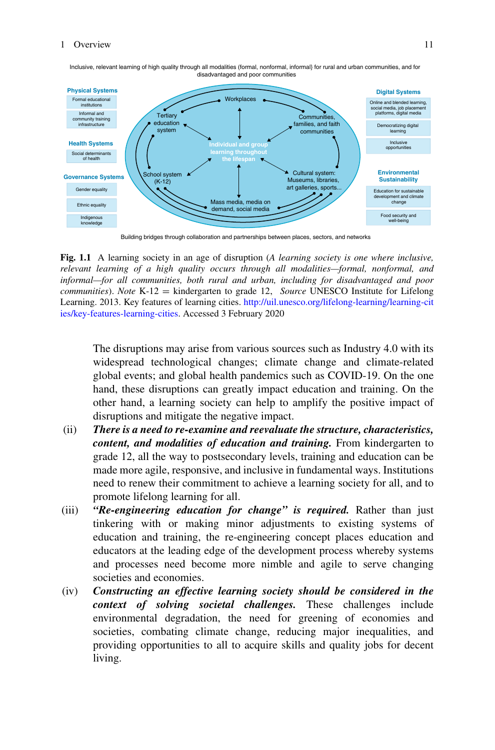Inclusive, relevant learning of high quality through all modalities (formal, nonformal, informal) for rural and urban communities, and for disadvantaged and poor communities

**Physical Systems**
- Formal educational institutions
- Informal and community training infrastructure

**Health Systems**
- Social determinants of health

**Governance Systems**
- Gender equality
- Ethnic equality
- Indigenous knowledge

Workplaces

Tertiary education system

Communities, families, and faith communities

Individual and group learning throughout the lifespan

School system (K-12)

Cultural system: Museums, libraries, art galleries, sports...

Mass media, media on demand, social media

**Digital Systems**
- Online and blended learning, social media, job placement platforms, digital media
- Democratizing digital learning
- Inclusive opportunities

**Environmental Sustainability**
- Education for sustainable development and climate change
- Food security and well-being

Building bridges through collaboration and partnerships between places, sectors, and networks

**Fig. 1.1** A learning society in an age of disruption (*A learning society is one where inclusive, relevant learning of a high quality occurs through all modalities—formal, nonformal, and informal—for all communities, both rural and urban, including for disadvantaged and poor communities*). *Note* K-12 = kindergarten to grade 12, *Source* UNESCO Institute for Lifelong Learning. 2013. Key features of learning cities. http://uil.unesco.org/lifelong-learning/learning-cities/key-features-learning-cities. Accessed 3 February 2020

The disruptions may arise from various sources such as Industry 4.0 with its widespread technological changes; climate change and climate-related global events; and global health pandemics such as COVID-19. On the one hand, these disruptions can greatly impact education and training. On the other hand, a learning society can help to amplify the positive impact of disruptions and mitigate the negative impact.

(ii) ***There is a need to re-examine and reevaluate the structure, characteristics, content, and modalities of education and training.*** From kindergarten to grade 12, all the way to postsecondary levels, training and education can be made more agile, responsive, and inclusive in fundamental ways. Institutions need to renew their commitment to achieve a learning society for all, and to promote lifelong learning for all.

(iii) ***"Re-engineering education for change" is required.*** Rather than just tinkering with or making minor adjustments to existing systems of education and training, the re-engineering concept places education and educators at the leading edge of the development process whereby systems and processes need become more nimble and agile to serve changing societies and economies.

(iv) ***Constructing an effective learning society should be considered in the context of solving societal challenges.*** These challenges include environmental degradation, the need for greening of economies and societies, combating climate change, reducing major inequalities, and providing opportunities to all to acquire skills and quality jobs for decent living.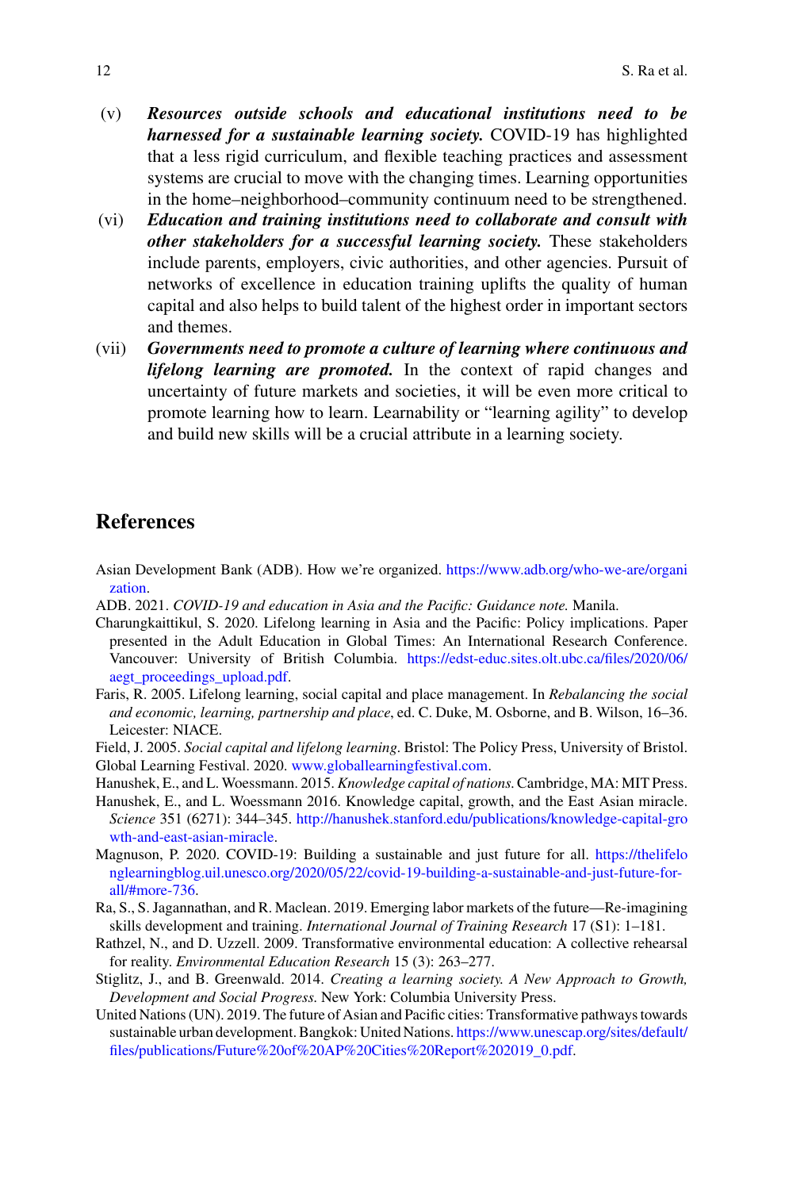(v) ***Resources outside schools and educational institutions need to be harnessed for a sustainable learning society.*** COVID-19 has highlighted that a less rigid curriculum, and flexible teaching practices and assessment systems are crucial to move with the changing times. Learning opportunities in the home–neighborhood–community continuum need to be strengthened.

(vi) ***Education and training institutions need to collaborate and consult with other stakeholders for a successful learning society.*** These stakeholders include parents, employers, civic authorities, and other agencies. Pursuit of networks of excellence in education training uplifts the quality of human capital and also helps to build talent of the highest order in important sectors and themes.

(vii) ***Governments need to promote a culture of learning where continuous and lifelong learning are promoted.*** In the context of rapid changes and uncertainty of future markets and societies, it will be even more critical to promote learning how to learn. Learnability or "learning agility" to develop and build new skills will be a crucial attribute in a learning society.

## References

Asian Development Bank (ADB). How we're organized. https://www.adb.org/who-we-are/organization.

ADB. 2021. *COVID-19 and education in Asia and the Pacific: Guidance note.* Manila.

Charungkaittikul, S. 2020. Lifelong learning in Asia and the Pacific: Policy implications. Paper presented in the Adult Education in Global Times: An International Research Conference. Vancouver: University of British Columbia. https://edst-educ.sites.olt.ubc.ca/files/2020/06/aegt_proceedings_upload.pdf.

Faris, R. 2005. Lifelong learning, social capital and place management. In *Rebalancing the social and economic, learning, partnership and place*, ed. C. Duke, M. Osborne, and B. Wilson, 16–36. Leicester: NIACE.

Field, J. 2005. *Social capital and lifelong learning*. Bristol: The Policy Press, University of Bristol.

Global Learning Festival. 2020. www.globallearningfestival.com.

Hanushek, E., and L. Woessmann. 2015. *Knowledge capital of nations.* Cambridge, MA: MIT Press.

Hanushek, E., and L. Woessmann 2016. Knowledge capital, growth, and the East Asian miracle. *Science* 351 (6271): 344–345. http://hanushek.stanford.edu/publications/knowledge-capital-growth-and-east-asian-miracle.

Magnuson, P. 2020. COVID-19: Building a sustainable and just future for all. https://thelifelonglearningblog.uil.unesco.org/2020/05/22/covid-19-building-a-sustainable-and-just-future-for-all/#more-736.

Ra, S., S. Jagannathan, and R. Maclean. 2019. Emerging labor markets of the future—Re-imagining skills development and training. *International Journal of Training Research* 17 (S1): 1–181.

Rathzel, N., and D. Uzzell. 2009. Transformative environmental education: A collective rehearsal for reality. *Environmental Education Research* 15 (3): 263–277.

Stiglitz, J., and B. Greenwald. 2014. *Creating a learning society. A New Approach to Growth, Development and Social Progress.* New York: Columbia University Press.

United Nations (UN). 2019. The future of Asian and Pacific cities: Transformative pathways towards sustainable urban development. Bangkok: United Nations. https://www.unescap.org/sites/default/files/publications/Future%20of%20AP%20Cities%20Report%202019_0.pdf.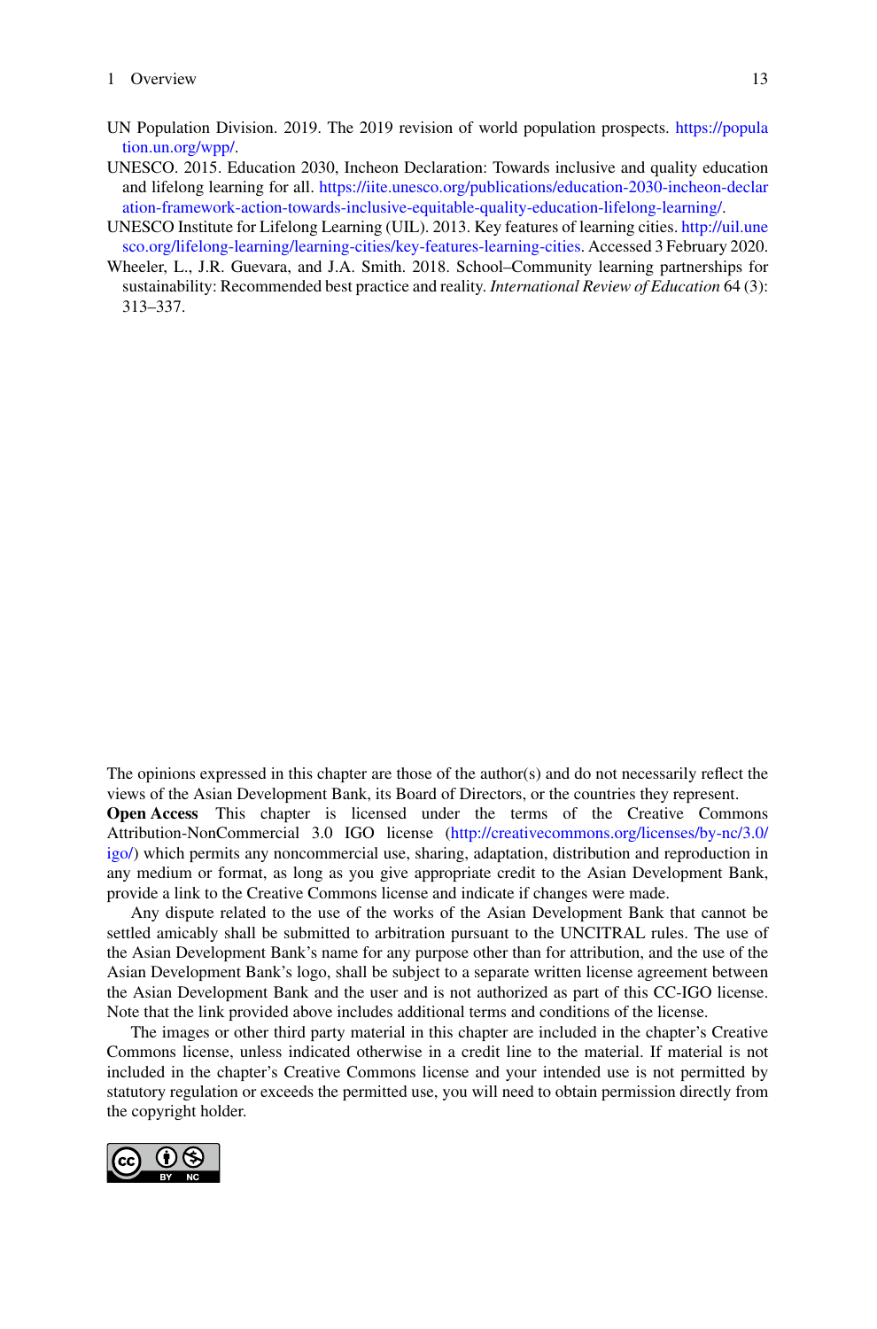UN Population Division. 2019. The 2019 revision of world population prospects. https://population.un.org/wpp/.

UNESCO. 2015. Education 2030, Incheon Declaration: Towards inclusive and quality education and lifelong learning for all. https://iite.unesco.org/publications/education-2030-incheon-declaration-framework-action-towards-inclusive-equitable-quality-education-lifelong-learning/.

UNESCO Institute for Lifelong Learning (UIL). 2013. Key features of learning cities. http://uil.unesco.org/lifelong-learning/learning-cities/key-features-learning-cities. Accessed 3 February 2020.

Wheeler, L., J.R. Guevara, and J.A. Smith. 2018. School–Community learning partnerships for sustainability: Recommended best practice and reality. *International Review of Education* 64 (3): 313–337.

The opinions expressed in this chapter are those of the author(s) and do not necessarily reflect the views of the Asian Development Bank, its Board of Directors, or the countries they represent.

**Open Access** This chapter is licensed under the terms of the Creative Commons Attribution-NonCommercial 3.0 IGO license (http://creativecommons.org/licenses/by-nc/3.0/igo/) which permits any noncommercial use, sharing, adaptation, distribution and reproduction in any medium or format, as long as you give appropriate credit to the Asian Development Bank, provide a link to the Creative Commons license and indicate if changes were made.

Any dispute related to the use of the works of the Asian Development Bank that cannot be settled amicably shall be submitted to arbitration pursuant to the UNCITRAL rules. The use of the Asian Development Bank's name for any purpose other than for attribution, and the use of the Asian Development Bank's logo, shall be subject to a separate written license agreement between the Asian Development Bank and the user and is not authorized as part of this CC-IGO license. Note that the link provided above includes additional terms and conditions of the license.

The images or other third party material in this chapter are included in the chapter's Creative Commons license, unless indicated otherwise in a credit line to the material. If material is not included in the chapter's Creative Commons license and your intended use is not permitted by statutory regulation or exceeds the permitted use, you will need to obtain permission directly from the copyright holder.